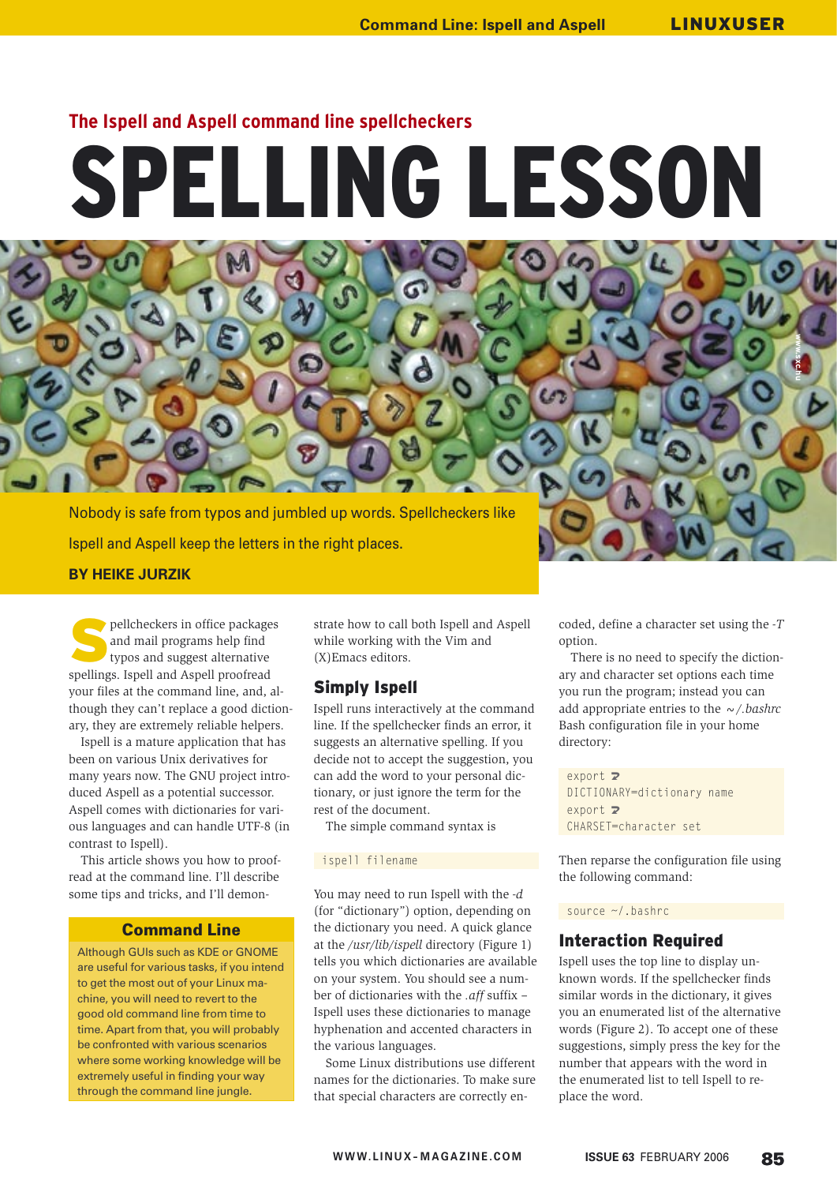### The Ispell and Aspell command line spellcheckers

# SPELLING LESSON

Nobody is safe from typos and jumbled up words. Spellcheckers like Ispell and Aspell keep the letters in the right places.

**BY HEIKE JURZIK**

Spellcheckers in office packages and mail programs help find typos and suggest alternative spellings. Ispell and Aspell proofread your files at the command line, and, although they can't replace a good dictionary, they are extremely reliable helpers.

Ispell is a mature application that has been on various Unix derivatives for many years now. The GNU project introduced Aspell as a potential successor. Aspell comes with dictionaries for various languages and can handle UTF-8 (in contrast to Ispell).

This article shows you how to proofread at the command line. I'll describe some tips and tricks, and I'll demonstrate how to call both Ispell and Aspell while working with the Vim and (X)Emacs editors.

> **Command Line**
>
> Although GUIs such as KDE or GNOME are useful for various tasks, if you intend to get the most out of your Linux machine, you will need to revert to the good old command line from time to time. Apart from that, you will probably be confronted with various scenarios where some working knowledge will be extremely useful in finding your way through the command line jungle.

## Simply Ispell

Ispell runs interactively at the command line. If the spellchecker finds an error, it suggests an alternative spelling. If you decide not to accept the suggestion, you can add the word to your personal dictionary, or just ignore the term for the rest of the document.

The simple command syntax is

```
ispell filename
```

You may need to run Ispell with the *-d* (for "dictionary") option, depending on the dictionary you need. A quick glance at the */usr/lib/ispell* directory (Figure 1) tells you which dictionaries are available on your system. You should see a number of dictionaries with the *.aff* suffix – Ispell uses these dictionaries to manage hyphenation and accented characters in the various languages.

Some Linux distributions use different names for the dictionaries. To make sure that special characters are correctly encoded, define a character set using the *-T* option.

There is no need to specify the dictionary and character set options each time you run the program; instead you can add appropriate entries to the *~/.bashrc* Bash configuration file in your home directory:

```
export DICTIONARY=dictionary name
export CHARSET=character set
```

Then reparse the configuration file using the following command:

```
source ~/.bashrc
```

## Interaction Required

Ispell uses the top line to display unknown words. If the spellchecker finds similar words in the dictionary, it gives you an enumerated list of the alternative words (Figure 2). To accept one of these suggestions, simply press the key for the number that appears with the word in the enumerated list to tell Ispell to replace the word.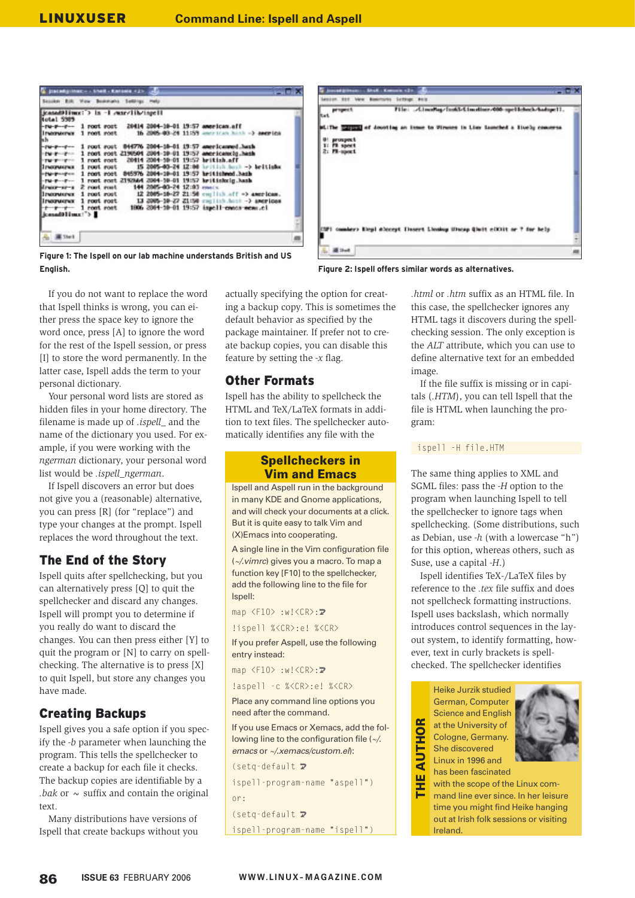Figure 1: The Ispell on our lab machine understands British and US English.

Figure 2: Ispell offers similar words as alternatives.

If you do not want to replace the word that Ispell thinks is wrong, you can either press the space key to ignore the word once, press [A] to ignore the word for the rest of the Ispell session, or press [I] to store the word permanently. In the latter case, Ispell adds the term to your personal dictionary.

Your personal word lists are stored as hidden files in your home directory. The filename is made up of *.ispell_* and the name of the dictionary you used. For example, if you were working with the *ngerman* dictionary, your personal word list would be *.ispell_ngerman*.

If Ispell discovers an error but does not give you a (reasonable) alternative, you can press [R] (for "replace") and type your changes at the prompt. Ispell replaces the word throughout the text.

## The End of the Story

Ispell quits after spellchecking, but you can alternatively press [Q] to quit the spellchecker and discard any changes. Ispell will prompt you to determine if you really do want to discard the changes. You can then press either [Y] to quit the program or [N] to carry on spellchecking. The alternative is to press [X] to quit Ispell, but store any changes you have made.

## Creating Backups

Ispell gives you a safe option if you specify the *-b* parameter when launching the program. This tells the spellchecker to create a backup for each file it checks. The backup copies are identifiable by a *.bak* or *~* suffix and contain the original text.

Many distributions have versions of Ispell that create backups without you actually specifying the option for creating a backup copy. This is sometimes the default behavior as specified by the package maintainer. If prefer not to create backup copies, you can disable this feature by setting the *-x* flag.

## Other Formats

Ispell has the ability to spellcheck the HTML and TeX/LaTeX formats in addition to text files. The spellchecker automatically identifies any file with the *.html* or *.htm* suffix as an HTML file. In this case, the spellchecker ignores any HTML tags it discovers during the spellchecking session. The only exception is the *ALT* attribute, which you can use to define alternative text for an embedded image.

If the file suffix is missing or in capitals (*.HTM*), you can tell Ispell that the file is HTML when launching the program:

```
ispell -H file.HTM
```

The same thing applies to XML and SGML files: pass the *-H* option to the program when launching Ispell to tell the spellchecker to ignore tags when spellchecking. (Some distributions, such as Debian, use *-h* (with a lowercase "h") for this option, whereas others, such as Suse, use a capital *-H*.)

Ispell identifies TeX-/LaTeX files by reference to the *.tex* file suffix and does not spellcheck formatting instructions. Ispell uses backslash, which normally introduces control sequences in the layout system, to identify formatting, however, text in curly brackets is spellchecked. The spellchecker identifies

## Spellcheckers in Vim and Emacs

Ispell and Aspell run in the background in many KDE and Gnome applications, and will check your documents at a click. But it is quite easy to talk Vim and (X)Emacs into cooperating.

A single line in the Vim configuration file (*~/.vimrc*) gives you a macro. To map a function key [F10] to the spellchecker, add the following line to the file for Ispell:

```
map <F10> :w!<CR>:➘
!ispell %<CR>:e! %<CR>
```

If you prefer Aspell, use the following entry instead:

```
map <F10> :w!<CR>:➘
!aspell -c %<CR>:e! %<CR>
```

Place any command line options you need after the command.

If you use Emacs or Xemacs, add the following line to the configuration file (*~/.emacs* or *~/.xemacs/custom.el*):

```
(setq-default ➘
ispell-program-name "aspell")
or:
(setq-default ➘
ispell-program-name "ispell")
```

## THE AUTHOR

Heike Jurzik studied German, Computer Science and English at the University of Cologne, Germany. She discovered Linux in 1996 and has been fascinated with the scope of the Linux command line ever since. In her leisure time you might find Heike hanging out at Irish folk sessions or visiting Ireland.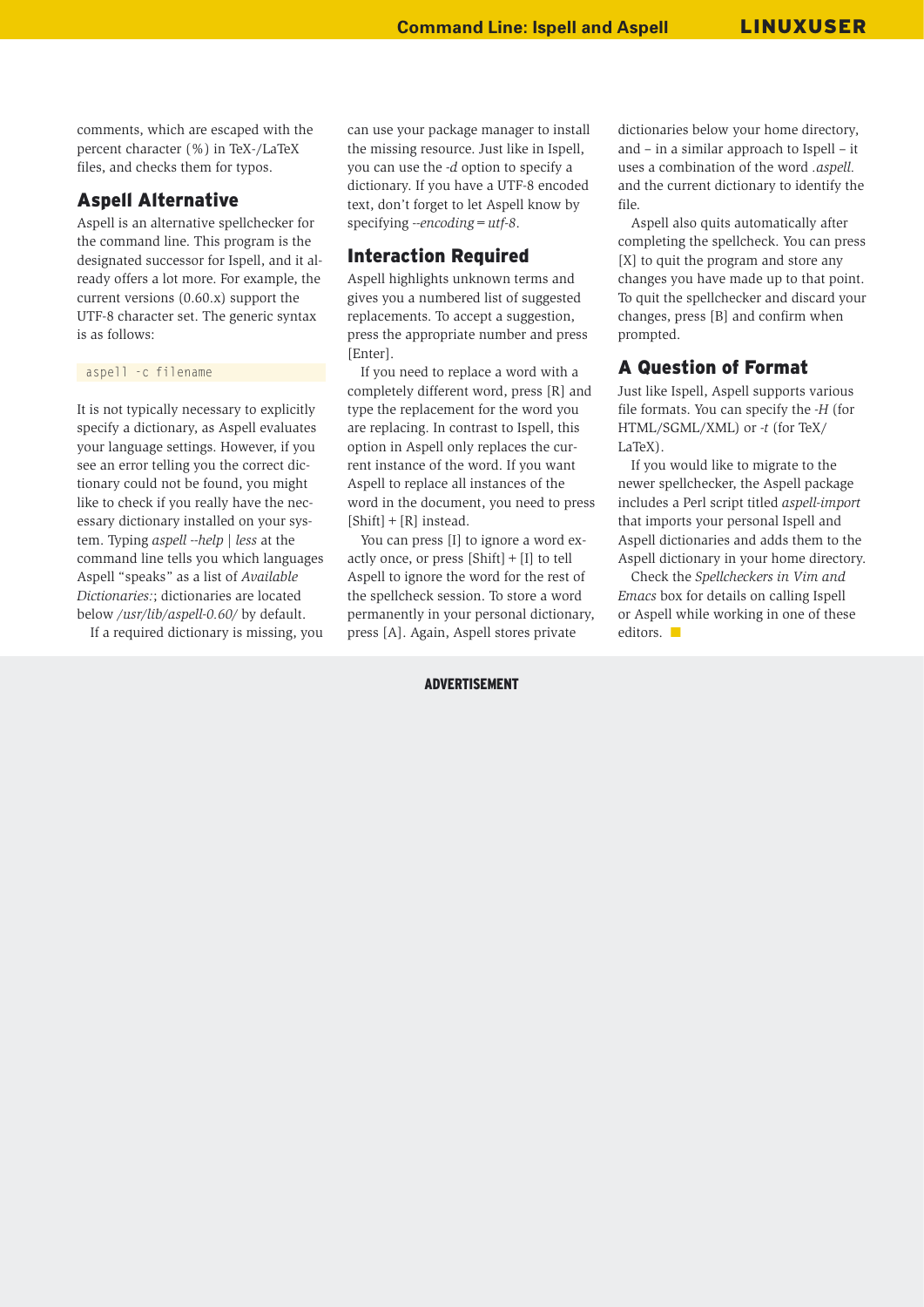comments, which are escaped with the percent character (%) in TeX-/LaTeX files, and checks them for typos.

## Aspell Alternative

Aspell is an alternative spellchecker for the command line. This program is the designated successor for Ispell, and it already offers a lot more. For example, the current versions (0.60.x) support the UTF-8 character set. The generic syntax is as follows:

```
aspell -c filename
```

It is not typically necessary to explicitly specify a dictionary, as Aspell evaluates your language settings. However, if you see an error telling you the correct dictionary could not be found, you might like to check if you really have the necessary dictionary installed on your system. Typing *aspell --help | less* at the command line tells you which languages Aspell "speaks" as a list of *Available Dictionaries:*; dictionaries are located below */usr/lib/aspell-0.60/* by default.

If a required dictionary is missing, you can use your package manager to install the missing resource. Just like in Ispell, you can use the *-d* option to specify a dictionary. If you have a UTF-8 encoded text, don't forget to let Aspell know by specifying *--encoding=utf-8*.

## Interaction Required

Aspell highlights unknown terms and gives you a numbered list of suggested replacements. To accept a suggestion, press the appropriate number and press [Enter].

If you need to replace a word with a completely different word, press [R] and type the replacement for the word you are replacing. In contrast to Ispell, this option in Aspell only replaces the current instance of the word. If you want Aspell to replace all instances of the word in the document, you need to press [Shift] + [R] instead.

You can press [I] to ignore a word exactly once, or press [Shift] + [I] to tell Aspell to ignore the word for the rest of the spellcheck session. To store a word permanently in your personal dictionary, press [A]. Again, Aspell stores private dictionaries below your home directory, and – in a similar approach to Ispell – it uses a combination of the word *.aspell.* and the current dictionary to identify the file.

Aspell also quits automatically after completing the spellcheck. You can press [X] to quit the program and store any changes you have made up to that point. To quit the spellchecker and discard your changes, press [B] and confirm when prompted.

## A Question of Format

Just like Ispell, Aspell supports various file formats. You can specify the *-H* (for HTML/SGML/XML) or *-t* (for TeX/LaTeX).

If you would like to migrate to the newer spellchecker, the Aspell package includes a Perl script titled *aspell-import* that imports your personal Ispell and Aspell dictionaries and adds them to the Aspell dictionary in your home directory.

Check the *Spellcheckers in Vim and Emacs* box for details on calling Ispell or Aspell while working in one of these editors. ■

ADVERTISEMENT